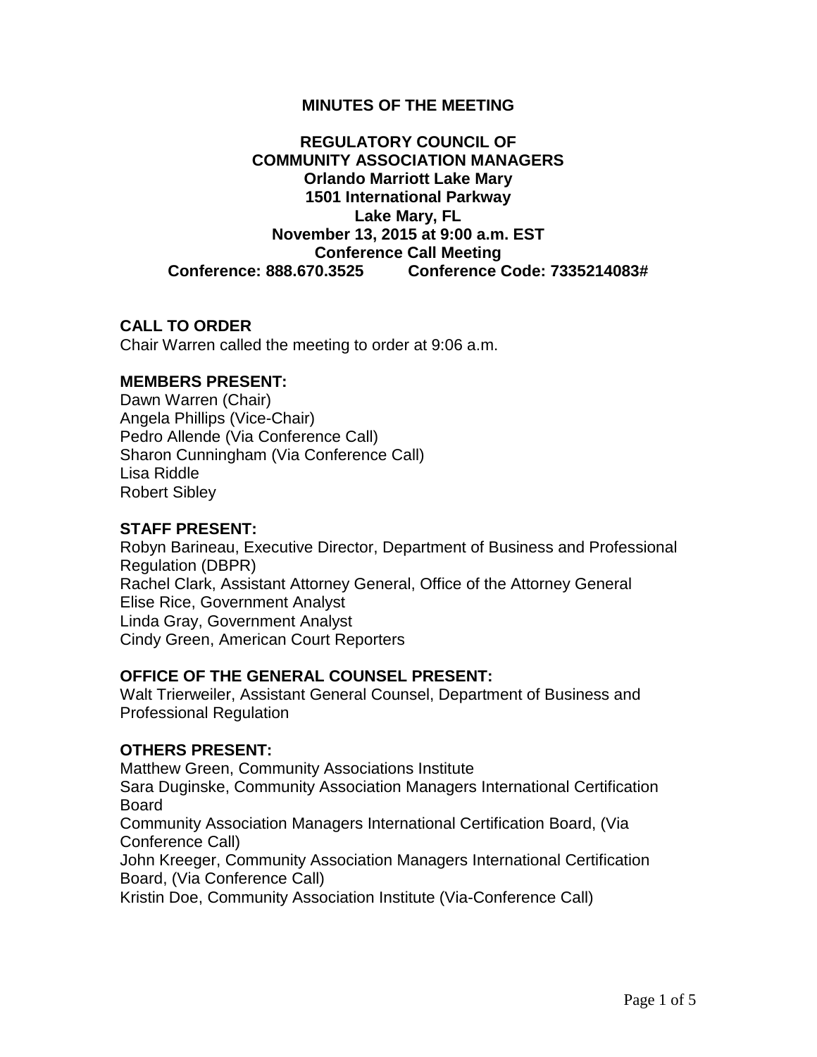# MINUTES OF THE MEETING

## REGULATORY COUNCIL OF COMMUNITY ASSOCIATION MANAGERS

**Orlando Marriott Lake Mary**
**1501 International Parkway**
**Lake Mary, FL**
**November 13, 2015 at 9:00 a.m. EST**
**Conference Call Meeting**
**Conference: 888.670.3525 Conference Code: 7335214083#**

### CALL TO ORDER

Chair Warren called the meeting to order at 9:06 a.m.

### MEMBERS PRESENT:

Dawn Warren (Chair)
Angela Phillips (Vice-Chair)
Pedro Allende (Via Conference Call)
Sharon Cunningham (Via Conference Call)
Lisa Riddle
Robert Sibley

### STAFF PRESENT:

Robyn Barineau, Executive Director, Department of Business and Professional Regulation (DBPR)
Rachel Clark, Assistant Attorney General, Office of the Attorney General
Elise Rice, Government Analyst
Linda Gray, Government Analyst
Cindy Green, American Court Reporters

### OFFICE OF THE GENERAL COUNSEL PRESENT:

Walt Trierweiler, Assistant General Counsel, Department of Business and Professional Regulation

### OTHERS PRESENT:

Matthew Green, Community Associations Institute
Sara Duginske, Community Association Managers International Certification Board
Community Association Managers International Certification Board, (Via Conference Call)
John Kreeger, Community Association Managers International Certification Board, (Via Conference Call)
Kristin Doe, Community Association Institute (Via-Conference Call)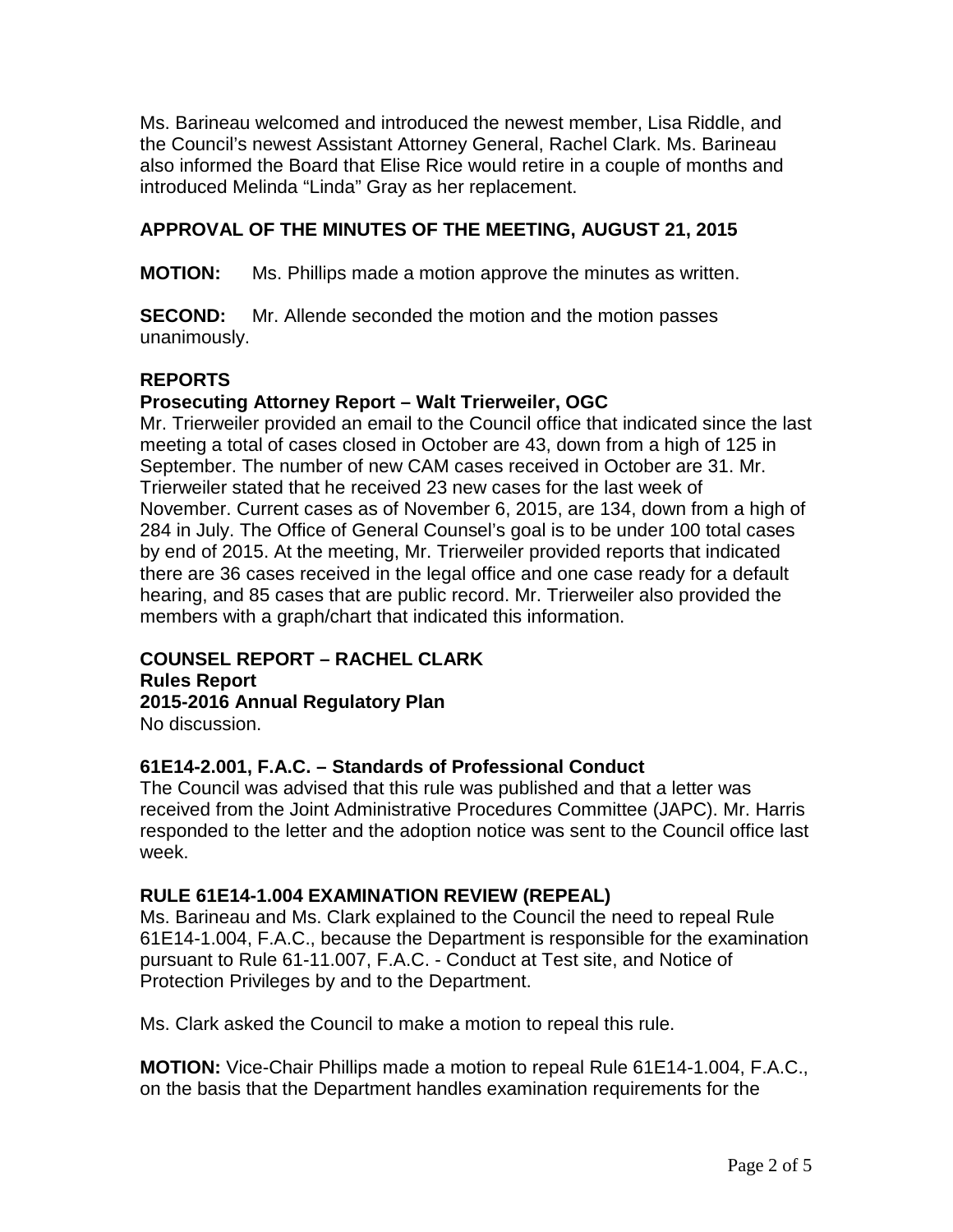Ms. Barineau welcomed and introduced the newest member, Lisa Riddle, and the Council's newest Assistant Attorney General, Rachel Clark. Ms. Barineau also informed the Board that Elise Rice would retire in a couple of months and introduced Melinda "Linda" Gray as her replacement.

## APPROVAL OF THE MINUTES OF THE MEETING, AUGUST 21, 2015

**MOTION:** Ms. Phillips made a motion approve the minutes as written.

**SECOND:** Mr. Allende seconded the motion and the motion passes unanimously.

## REPORTS

### Prosecuting Attorney Report – Walt Trierweiler, OGC

Mr. Trierweiler provided an email to the Council office that indicated since the last meeting a total of cases closed in October are 43, down from a high of 125 in September. The number of new CAM cases received in October are 31. Mr. Trierweiler stated that he received 23 new cases for the last week of November. Current cases as of November 6, 2015, are 134, down from a high of 284 in July. The Office of General Counsel's goal is to be under 100 total cases by end of 2015. At the meeting, Mr. Trierweiler provided reports that indicated there are 36 cases received in the legal office and one case ready for a default hearing, and 85 cases that are public record. Mr. Trierweiler also provided the members with a graph/chart that indicated this information.

## COUNSEL REPORT – RACHEL CLARK

### Rules Report

### 2015-2016 Annual Regulatory Plan

No discussion.

### 61E14-2.001, F.A.C. – Standards of Professional Conduct

The Council was advised that this rule was published and that a letter was received from the Joint Administrative Procedures Committee (JAPC). Mr. Harris responded to the letter and the adoption notice was sent to the Council office last week.

### RULE 61E14-1.004 EXAMINATION REVIEW (REPEAL)

Ms. Barineau and Ms. Clark explained to the Council the need to repeal Rule 61E14-1.004, F.A.C., because the Department is responsible for the examination pursuant to Rule 61-11.007, F.A.C. - Conduct at Test site, and Notice of Protection Privileges by and to the Department.

Ms. Clark asked the Council to make a motion to repeal this rule.

**MOTION:** Vice-Chair Phillips made a motion to repeal Rule 61E14-1.004, F.A.C., on the basis that the Department handles examination requirements for the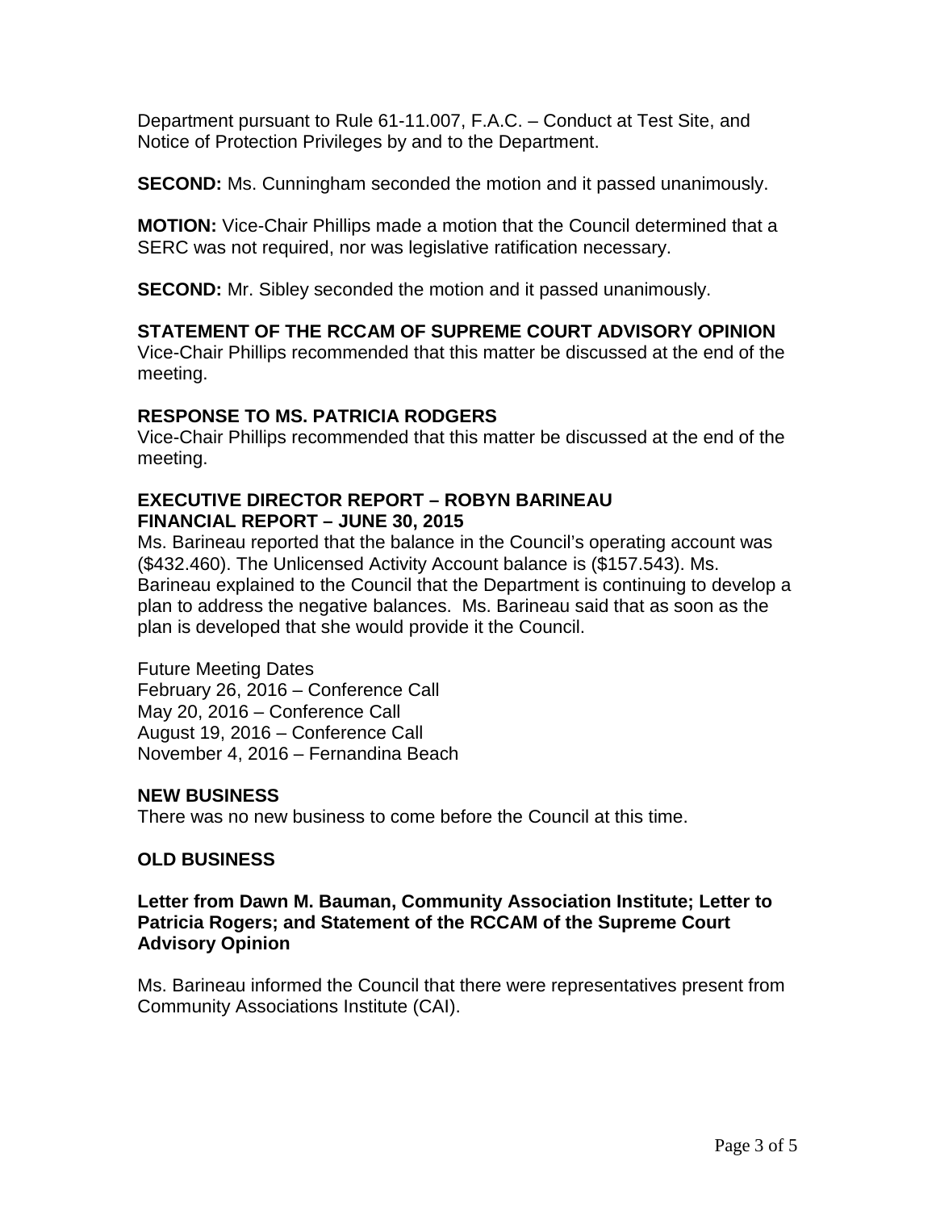Department pursuant to Rule 61-11.007, F.A.C. – Conduct at Test Site, and Notice of Protection Privileges by and to the Department.

**SECOND:** Ms. Cunningham seconded the motion and it passed unanimously.

**MOTION:** Vice-Chair Phillips made a motion that the Council determined that a SERC was not required, nor was legislative ratification necessary.

**SECOND:** Mr. Sibley seconded the motion and it passed unanimously.

**STATEMENT OF THE RCCAM OF SUPREME COURT ADVISORY OPINION**

Vice-Chair Phillips recommended that this matter be discussed at the end of the meeting.

**RESPONSE TO MS. PATRICIA RODGERS**

Vice-Chair Phillips recommended that this matter be discussed at the end of the meeting.

**EXECUTIVE DIRECTOR REPORT – ROBYN BARINEAU**
**FINANCIAL REPORT – JUNE 30, 2015**

Ms. Barineau reported that the balance in the Council's operating account was ($432.460). The Unlicensed Activity Account balance is ($157.543). Ms. Barineau explained to the Council that the Department is continuing to develop a plan to address the negative balances. Ms. Barineau said that as soon as the plan is developed that she would provide it the Council.

Future Meeting Dates
February 26, 2016 – Conference Call
May 20, 2016 – Conference Call
August 19, 2016 – Conference Call
November 4, 2016 – Fernandina Beach

**NEW BUSINESS**

There was no new business to come before the Council at this time.

**OLD BUSINESS**

**Letter from Dawn M. Bauman, Community Association Institute; Letter to Patricia Rogers; and Statement of the RCCAM of the Supreme Court Advisory Opinion**

Ms. Barineau informed the Council that there were representatives present from Community Associations Institute (CAI).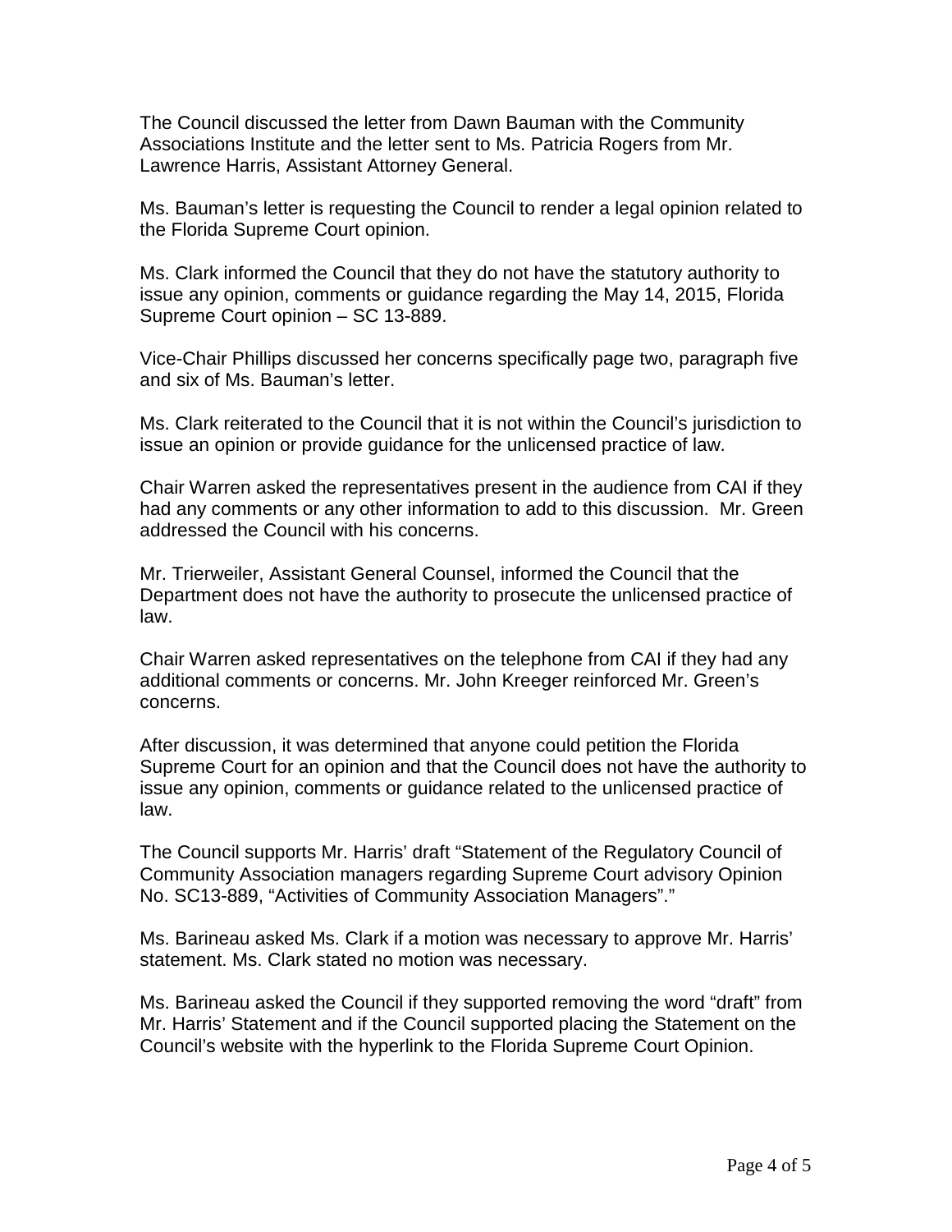The Council discussed the letter from Dawn Bauman with the Community Associations Institute and the letter sent to Ms. Patricia Rogers from Mr. Lawrence Harris, Assistant Attorney General.

Ms. Bauman's letter is requesting the Council to render a legal opinion related to the Florida Supreme Court opinion.

Ms. Clark informed the Council that they do not have the statutory authority to issue any opinion, comments or guidance regarding the May 14, 2015, Florida Supreme Court opinion – SC 13-889.

Vice-Chair Phillips discussed her concerns specifically page two, paragraph five and six of Ms. Bauman's letter.

Ms. Clark reiterated to the Council that it is not within the Council's jurisdiction to issue an opinion or provide guidance for the unlicensed practice of law.

Chair Warren asked the representatives present in the audience from CAI if they had any comments or any other information to add to this discussion. Mr. Green addressed the Council with his concerns.

Mr. Trierweiler, Assistant General Counsel, informed the Council that the Department does not have the authority to prosecute the unlicensed practice of law.

Chair Warren asked representatives on the telephone from CAI if they had any additional comments or concerns. Mr. John Kreeger reinforced Mr. Green's concerns.

After discussion, it was determined that anyone could petition the Florida Supreme Court for an opinion and that the Council does not have the authority to issue any opinion, comments or guidance related to the unlicensed practice of law.

The Council supports Mr. Harris' draft "Statement of the Regulatory Council of Community Association managers regarding Supreme Court advisory Opinion No. SC13-889, "Activities of Community Association Managers"."

Ms. Barineau asked Ms. Clark if a motion was necessary to approve Mr. Harris' statement. Ms. Clark stated no motion was necessary.

Ms. Barineau asked the Council if they supported removing the word "draft" from Mr. Harris' Statement and if the Council supported placing the Statement on the Council's website with the hyperlink to the Florida Supreme Court Opinion.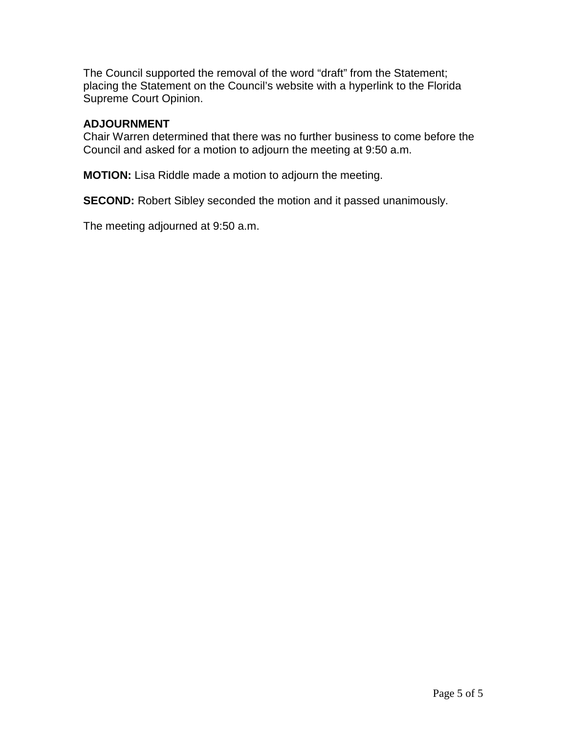The Council supported the removal of the word “draft” from the Statement; placing the Statement on the Council’s website with a hyperlink to the Florida Supreme Court Opinion.

**ADJOURNMENT**

Chair Warren determined that there was no further business to come before the Council and asked for a motion to adjourn the meeting at 9:50 a.m.

**MOTION:** Lisa Riddle made a motion to adjourn the meeting.

**SECOND:** Robert Sibley seconded the motion and it passed unanimously.

The meeting adjourned at 9:50 a.m.